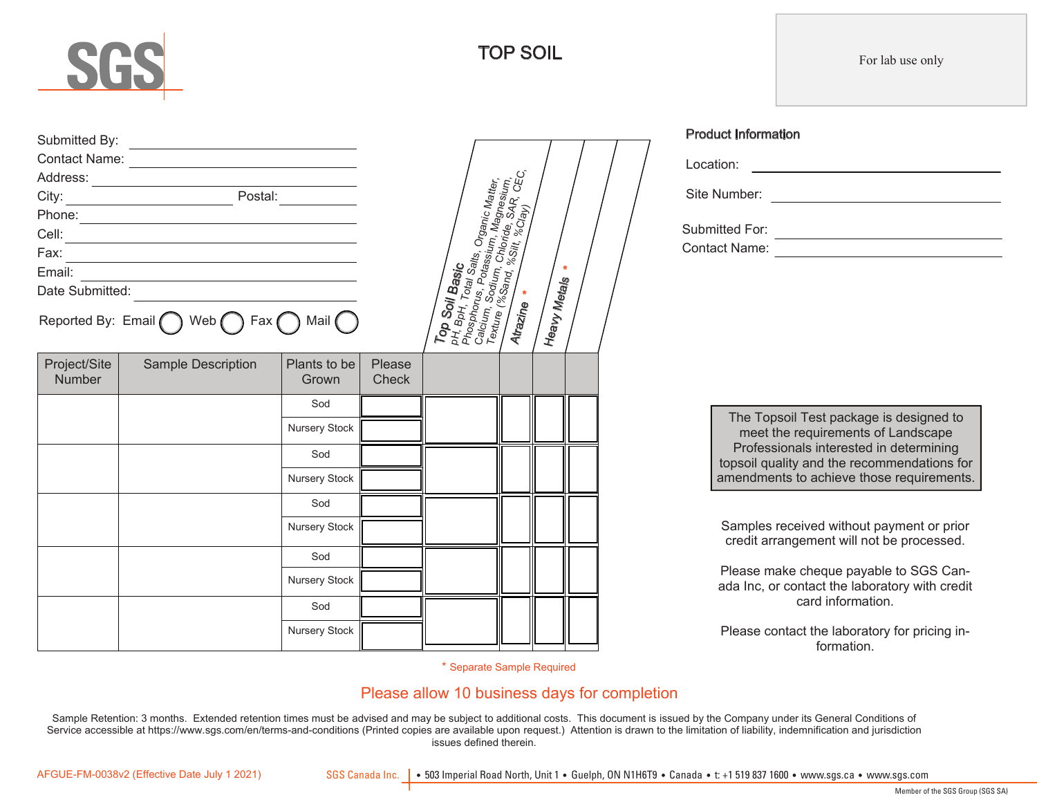SGS

# TOP SOIL

For lab use only

Submitted By: ______________________
Contact Name: ______________________
Address: ______________________
City: ______________ Postal: __________
Phone: ______________________
Cell: ______________________
Fax: ______________________
Email: ______________________
Date Submitted: ______________________

Reported By: Email ◯ Web ◯ Fax ◯ Mail ◯

## Product Information

Location: ______________________

Site Number: ______________________

Submitted For: ______________________
Contact Name: ______________________

| Project/Site Number | Sample Description | Plants to be Grown | Please Check | **Top Soil Basic** pH, BpH, Total Salts, Organic Matter, Phosphorus, Potassium, Magnesium, Calcium, Sodium, Chloride, SAR, CEC, Texture (%Sand, %Silt, %Clay) | **Atrazine** * | **Heavy Metals** * | |
|---|---|---|---|---|---|---|---|
| | | Sod | | | | | |
| | | Nursery Stock | | | | | |
| | | Sod | | | | | |
| | | Nursery Stock | | | | | |
| | | Sod | | | | | |
| | | Nursery Stock | | | | | |
| | | Sod | | | | | |
| | | Nursery Stock | | | | | |
| | | Sod | | | | | |
| | | Nursery Stock | | | | | |

\* Separate Sample Required

The Topsoil Test package is designed to meet the requirements of Landscape Professionals interested in determining topsoil quality and the recommendations for amendments to achieve those requirements.

Samples received without payment or prior credit arrangement will not be processed.

Please make cheque payable to SGS Canada Inc, or contact the laboratory with credit card information.

Please contact the laboratory for pricing information.

Please allow 10 business days for completion

Sample Retention: 3 months. Extended retention times must be advised and may be subject to additional costs. This document is issued by the Company under its General Conditions of Service accessible at https://www.sgs.com/en/terms-and-conditions (Printed copies are available upon request.) Attention is drawn to the limitation of liability, indemnification and jurisdiction issues defined therein.

AFGUE-FM-0038v2 (Effective Date July 1 2021)

SGS Canada Inc. | • 503 Imperial Road North, Unit 1 • Guelph, ON N1H6T9 • Canada • t: +1 519 837 1600 • www.sgs.ca • www.sgs.com

Member of the SGS Group (SGS SA)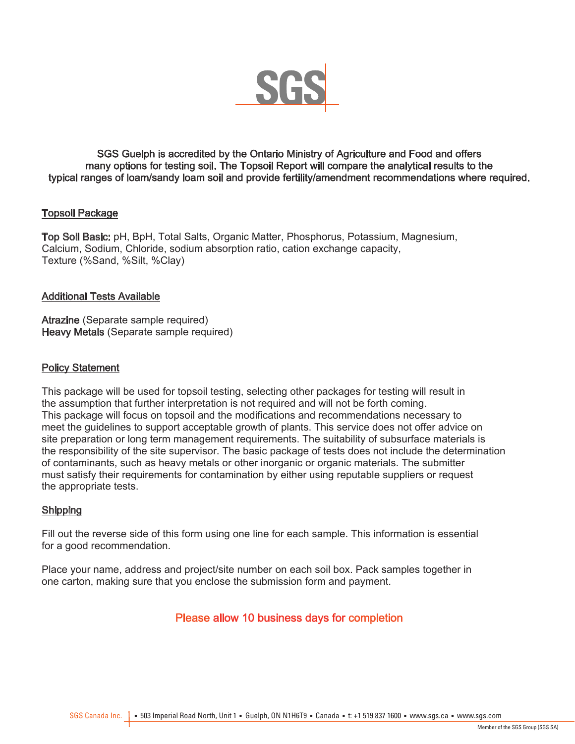SGS

SGS Guelph is accredited by the Ontario Ministry of Agriculture and Food and offers many options for testing soil. The Topsoil Report will compare the analytical results to the typical ranges of loam/sandy loam soil and provide fertility/amendment recommendations where required.

## Topsoil Package

**Top Soil Basic:** pH, BpH, Total Salts, Organic Matter, Phosphorus, Potassium, Magnesium, Calcium, Sodium, Chloride, sodium absorption ratio, cation exchange capacity, Texture (%Sand, %Silt, %Clay)

## Additional Tests Available

**Atrazine** (Separate sample required)
**Heavy Metals** (Separate sample required)

## Policy Statement

This package will be used for topsoil testing, selecting other packages for testing will result in the assumption that further interpretation is not required and will not be forth coming. This package will focus on topsoil and the modifications and recommendations necessary to meet the guidelines to support acceptable growth of plants. This service does not offer advice on site preparation or long term management requirements. The suitability of subsurface materials is the responsibility of the site supervisor. The basic package of tests does not include the determination of contaminants, such as heavy metals or other inorganic or organic materials. The submitter must satisfy their requirements for contamination by either using reputable suppliers or request the appropriate tests.

## Shipping

Fill out the reverse side of this form using one line for each sample. This information is essential for a good recommendation.

Place your name, address and project/site number on each soil box. Pack samples together in one carton, making sure that you enclose the submission form and payment.

**Please allow 10 business days for completion**

SGS Canada Inc. • 503 Imperial Road North, Unit 1 • Guelph, ON N1H6T9 • Canada • t: +1 519 837 1600 • www.sgs.ca • www.sgs.com

Member of the SGS Group (SGS SA)